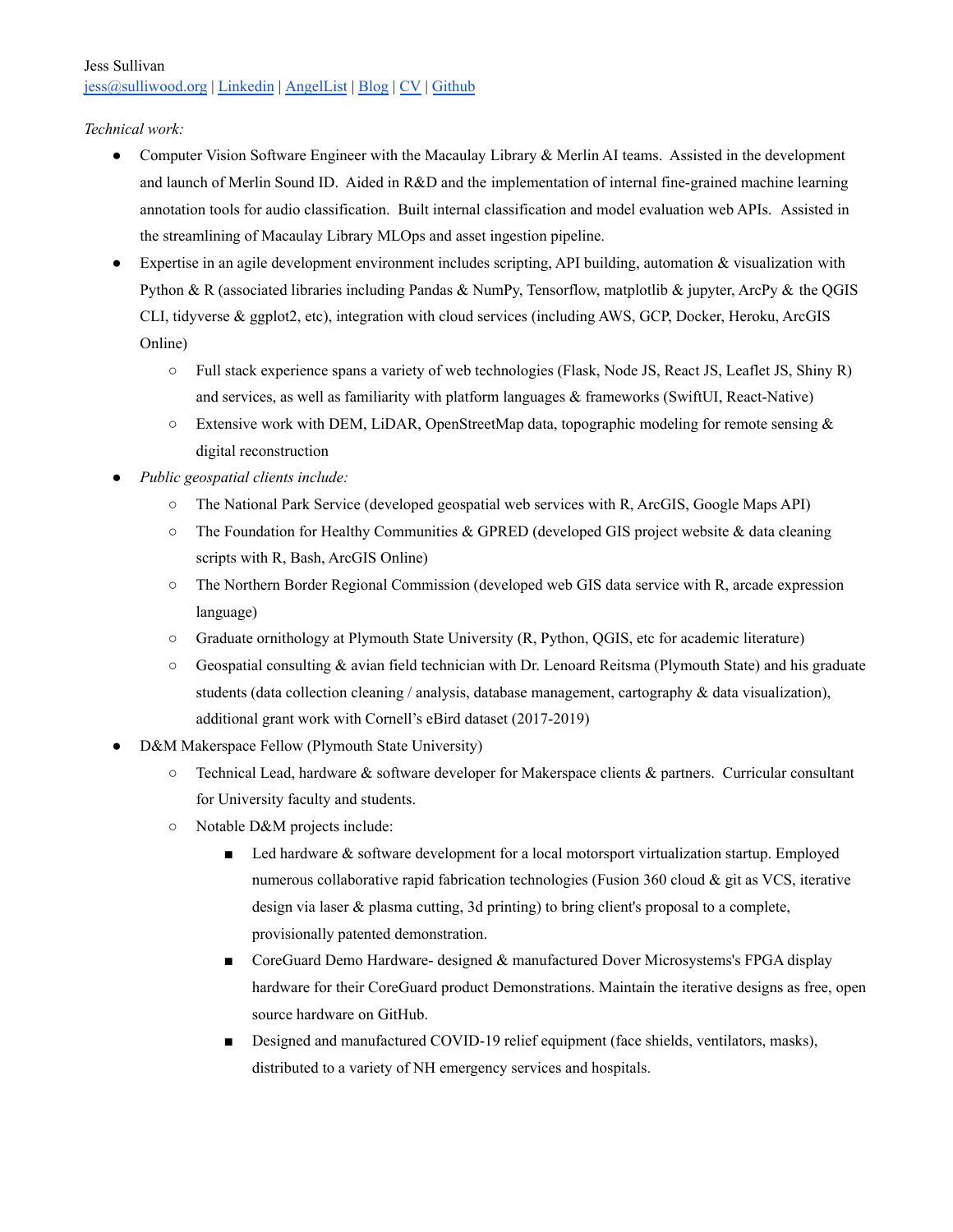Jess Sullivan
jess@sulliwood.org | Linkedin | AngelList | Blog | CV | Github

*Technical work:*

- Computer Vision Software Engineer with the Macaulay Library & Merlin AI teams. Assisted in the development and launch of Merlin Sound ID. Aided in R&D and the implementation of internal fine-grained machine learning annotation tools for audio classification. Built internal classification and model evaluation web APIs. Assisted in the streamlining of Macaulay Library MLOps and asset ingestion pipeline.
- Expertise in an agile development environment includes scripting, API building, automation & visualization with Python & R (associated libraries including Pandas & NumPy, Tensorflow, matplotlib & jupyter, ArcPy & the QGIS CLI, tidyverse & ggplot2, etc), integration with cloud services (including AWS, GCP, Docker, Heroku, ArcGIS Online)
  - Full stack experience spans a variety of web technologies (Flask, Node JS, React JS, Leaflet JS, Shiny R) and services, as well as familiarity with platform languages & frameworks (SwiftUI, React-Native)
  - Extensive work with DEM, LiDAR, OpenStreetMap data, topographic modeling for remote sensing & digital reconstruction
- *Public geospatial clients include:*
  - The National Park Service (developed geospatial web services with R, ArcGIS, Google Maps API)
  - The Foundation for Healthy Communities & GPRED (developed GIS project website & data cleaning scripts with R, Bash, ArcGIS Online)
  - The Northern Border Regional Commission (developed web GIS data service with R, arcade expression language)
  - Graduate ornithology at Plymouth State University (R, Python, QGIS, etc for academic literature)
  - Geospatial consulting & avian field technician with Dr. Lenoard Reitsma (Plymouth State) and his graduate students (data collection cleaning / analysis, database management, cartography & data visualization), additional grant work with Cornell's eBird dataset (2017-2019)
- D&M Makerspace Fellow (Plymouth State University)
  - Technical Lead, hardware & software developer for Makerspace clients & partners. Curricular consultant for University faculty and students.
  - Notable D&M projects include:
    - Led hardware & software development for a local motorsport virtualization startup. Employed numerous collaborative rapid fabrication technologies (Fusion 360 cloud & git as VCS, iterative design via laser & plasma cutting, 3d printing) to bring client's proposal to a complete, provisionally patented demonstration.
    - CoreGuard Demo Hardware- designed & manufactured Dover Microsystems's FPGA display hardware for their CoreGuard product Demonstrations. Maintain the iterative designs as free, open source hardware on GitHub.
    - Designed and manufactured COVID-19 relief equipment (face shields, ventilators, masks), distributed to a variety of NH emergency services and hospitals.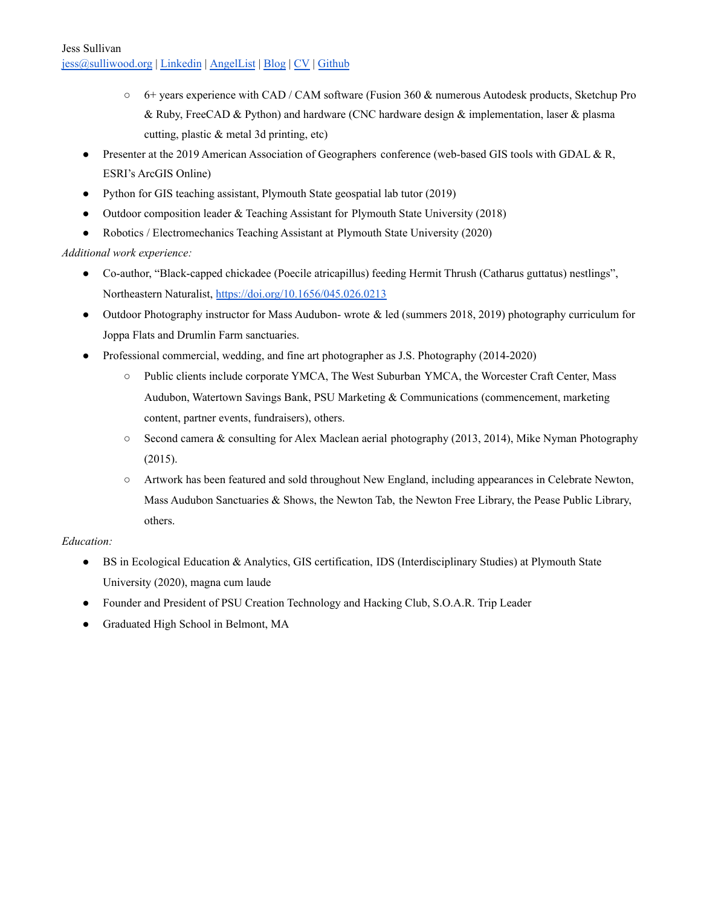Jess Sullivan
jess@sulliwood.org | Linkedin | AngelList | Blog | CV | Github

    - 6+ years experience with CAD / CAM software (Fusion 360 & numerous Autodesk products, Sketchup Pro & Ruby, FreeCAD & Python) and hardware (CNC hardware design & implementation, laser & plasma cutting, plastic & metal 3d printing, etc)
- Presenter at the 2019 American Association of Geographers conference (web-based GIS tools with GDAL & R, ESRI's ArcGIS Online)
- Python for GIS teaching assistant, Plymouth State geospatial lab tutor (2019)
- Outdoor composition leader & Teaching Assistant for Plymouth State University (2018)
- Robotics / Electromechanics Teaching Assistant at Plymouth State University (2020)

*Additional work experience:*

- Co-author, "Black-capped chickadee (Poecile atricapillus) feeding Hermit Thrush (Catharus guttatus) nestlings", Northeastern Naturalist, https://doi.org/10.1656/045.026.0213
- Outdoor Photography instructor for Mass Audubon- wrote & led (summers 2018, 2019) photography curriculum for Joppa Flats and Drumlin Farm sanctuaries.
- Professional commercial, wedding, and fine art photographer as J.S. Photography (2014-2020)
    - Public clients include corporate YMCA, The West Suburban YMCA, the Worcester Craft Center, Mass Audubon, Watertown Savings Bank, PSU Marketing & Communications (commencement, marketing content, partner events, fundraisers), others.
    - Second camera & consulting for Alex Maclean aerial photography (2013, 2014), Mike Nyman Photography (2015).
    - Artwork has been featured and sold throughout New England, including appearances in Celebrate Newton, Mass Audubon Sanctuaries & Shows, the Newton Tab, the Newton Free Library, the Pease Public Library, others.

*Education:*

- BS in Ecological Education & Analytics, GIS certification, IDS (Interdisciplinary Studies) at Plymouth State University (2020), magna cum laude
- Founder and President of PSU Creation Technology and Hacking Club, S.O.A.R. Trip Leader
- Graduated High School in Belmont, MA